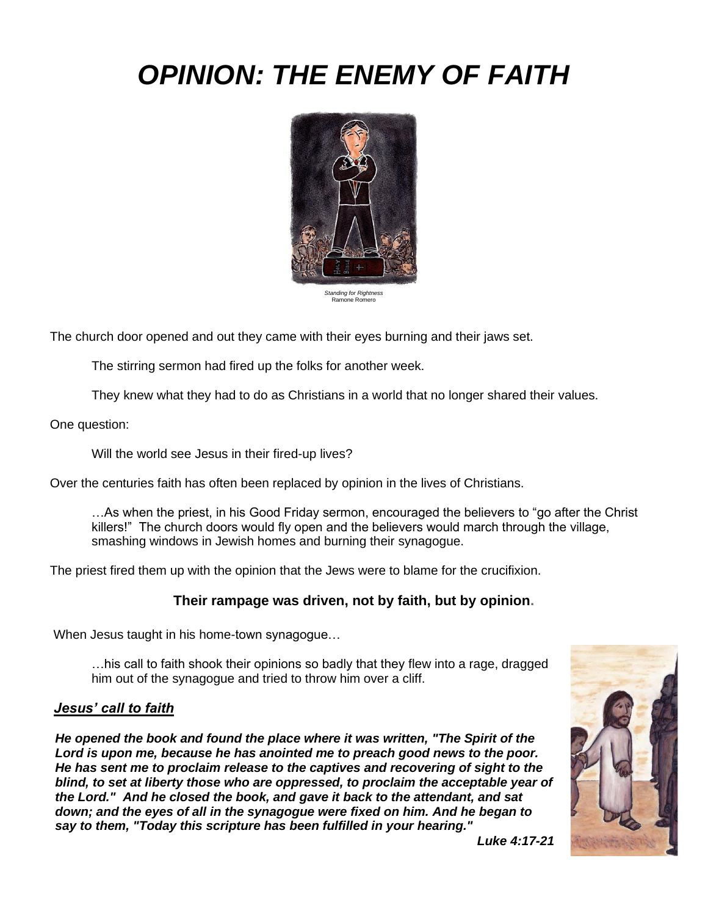# *OPINION: THE ENEMY OF FAITH*

*Standing for Rightness*
Ramone Romero

The church door opened and out they came with their eyes burning and their jaws set.

The stirring sermon had fired up the folks for another week.

They knew what they had to do as Christians in a world that no longer shared their values.

One question:

Will the world see Jesus in their fired-up lives?

Over the centuries faith has often been replaced by opinion in the lives of Christians.

…As when the priest, in his Good Friday sermon, encouraged the believers to "go after the Christ killers!" The church doors would fly open and the believers would march through the village, smashing windows in Jewish homes and burning their synagogue.

The priest fired them up with the opinion that the Jews were to blame for the crucifixion.

**Their rampage was driven, not by faith, but by opinion.**

When Jesus taught in his home-town synagogue…

…his call to faith shook their opinions so badly that they flew into a rage, dragged him out of the synagogue and tried to throw him over a cliff.

***Jesus' call to faith***

***He opened the book and found the place where it was written, "The Spirit of the Lord is upon me, because he has anointed me to preach good news to the poor. He has sent me to proclaim release to the captives and recovering of sight to the blind, to set at liberty those who are oppressed, to proclaim the acceptable year of the Lord." And he closed the book, and gave it back to the attendant, and sat down; and the eyes of all in the synagogue were fixed on him. And he began to say to them, "Today this scripture has been fulfilled in your hearing."***

***Luke 4:17-21***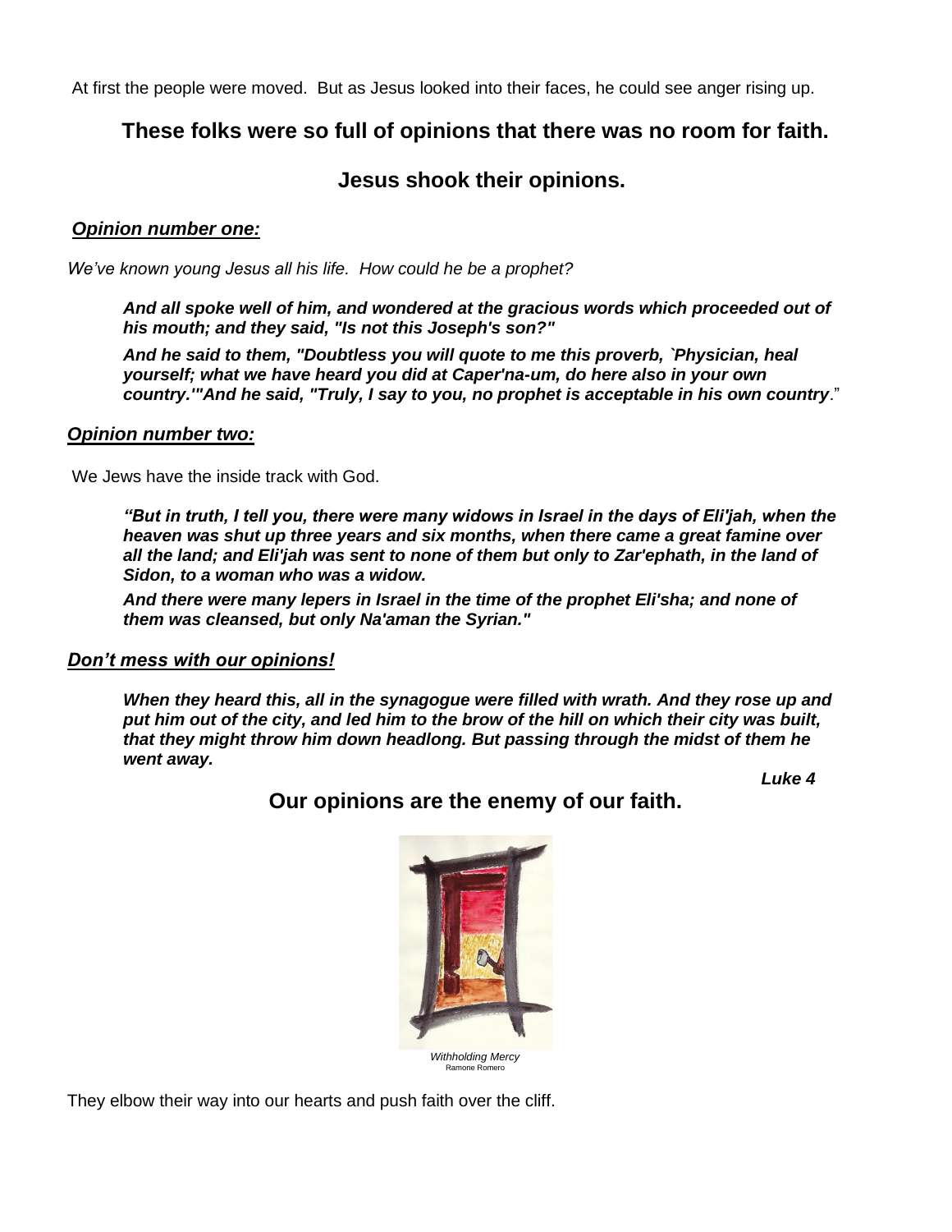At first the people were moved. But as Jesus looked into their faces, he could see anger rising up.

## These folks were so full of opinions that there was no room for faith.

## Jesus shook their opinions.

***Opinion number one:***

*We've known young Jesus all his life. How could he be a prophet?*

> ***And all spoke well of him, and wondered at the gracious words which proceeded out of his mouth; and they said, "Is not this Joseph's son?"***
>
> ***And he said to them, "Doubtless you will quote to me this proverb, `Physician, heal yourself; what we have heard you did at Caper'na-um, do here also in your own country.'"And he said, "Truly, I say to you, no prophet is acceptable in his own country***."

***Opinion number two:***

We Jews have the inside track with God.

> ***"But in truth, I tell you, there were many widows in Israel in the days of Eli'jah, when the heaven was shut up three years and six months, when there came a great famine over all the land; and Eli'jah was sent to none of them but only to Zar'ephath, in the land of Sidon, to a woman who was a widow.***
>
> ***And there were many lepers in Israel in the time of the prophet Eli'sha; and none of them was cleansed, but only Na'aman the Syrian."***

***Don't mess with our opinions!***

> ***When they heard this, all in the synagogue were filled with wrath. And they rose up and put him out of the city, and led him to the brow of the hill on which their city was built, that they might throw him down headlong. But passing through the midst of them he went away.***
>
> ***Luke 4***

## Our opinions are the enemy of our faith.

*Withholding Mercy*
Ramone Romero

They elbow their way into our hearts and push faith over the cliff.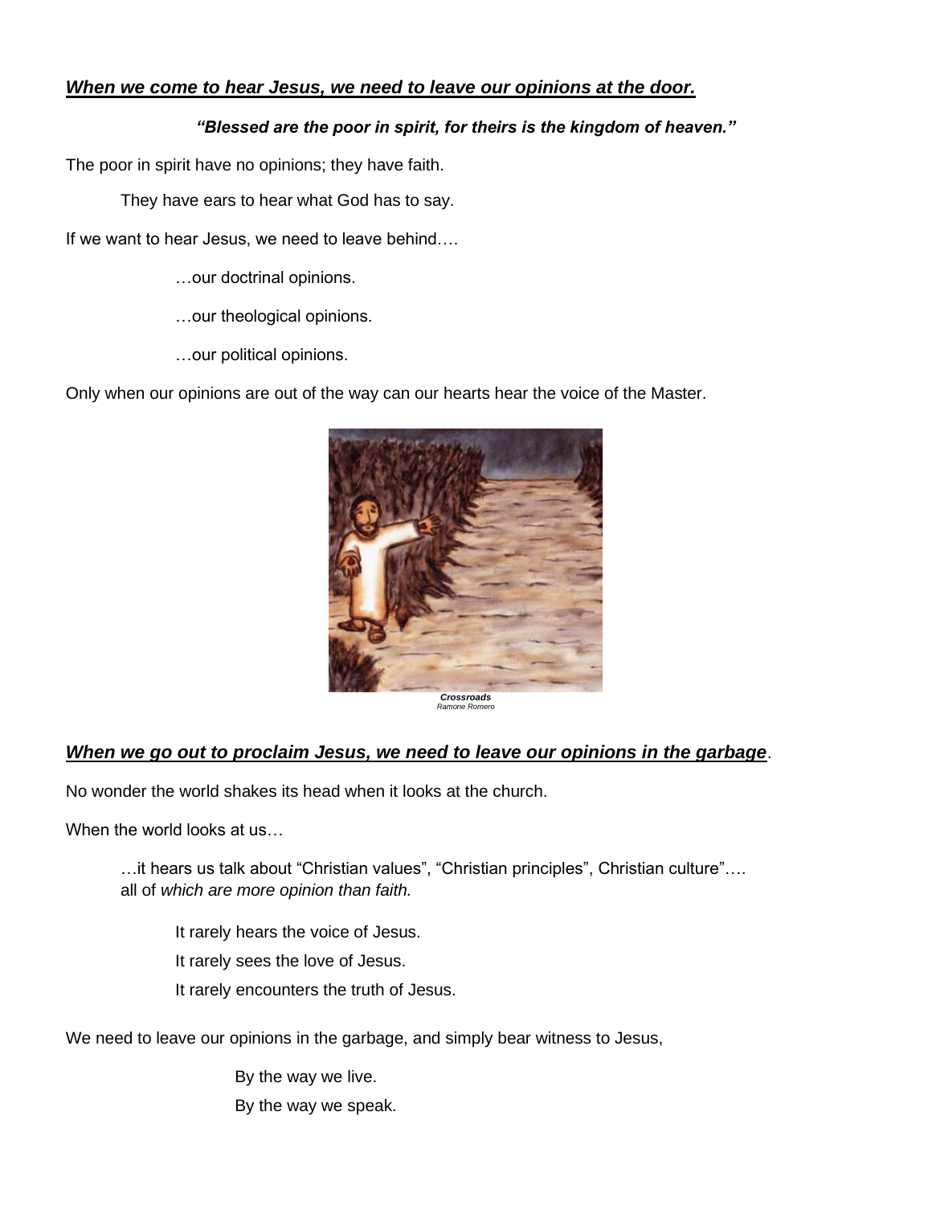***<u>When we come to hear Jesus, we need to leave our opinions at the door.</u>***

***"Blessed are the poor in spirit, for theirs is the kingdom of heaven."***

The poor in spirit have no opinions; they have faith.

They have ears to hear what God has to say.

If we want to hear Jesus, we need to leave behind….

…our doctrinal opinions.

…our theological opinions.

…our political opinions.

Only when our opinions are out of the way can our hearts hear the voice of the Master.

***Crossroads***
*Ramone Romero*

***<u>When we go out to proclaim Jesus, we need to leave our opinions in the garbage</u>***.

No wonder the world shakes its head when it looks at the church.

When the world looks at us…

…it hears us talk about "Christian values", "Christian principles", Christian culture"…. all of *which are more opinion than faith.*

It rarely hears the voice of Jesus.

It rarely sees the love of Jesus.

It rarely encounters the truth of Jesus.

We need to leave our opinions in the garbage, and simply bear witness to Jesus,

By the way we live.

By the way we speak.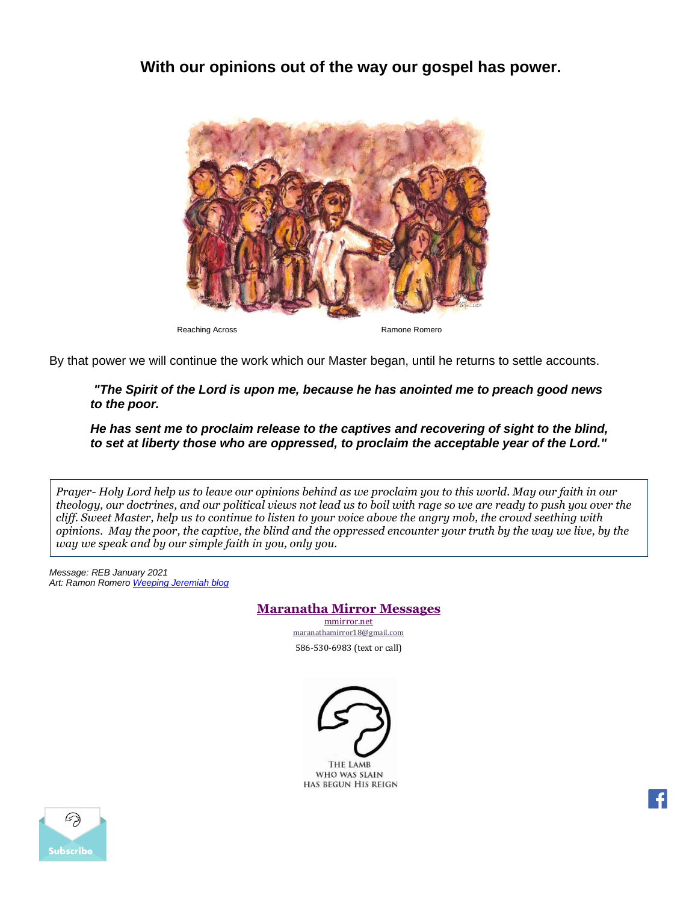## With our opinions out of the way our gospel has power.

Reaching Across Ramone Romero

By that power we will continue the work which our Master began, until he returns to settle accounts.

> ***"The Spirit of the Lord is upon me, because he has anointed me to preach good news to the poor.***
>
> ***He has sent me to proclaim release to the captives and recovering of sight to the blind, to set at liberty those who are oppressed, to proclaim the acceptable year of the Lord."***

*Prayer- Holy Lord help us to leave our opinions behind as we proclaim you to this world. May our faith in our theology, our doctrines, and our political views not lead us to boil with rage so we are ready to push you over the cliff. Sweet Master, help us to continue to listen to your voice above the angry mob, the crowd seething with opinions. May the poor, the captive, the blind and the oppressed encounter your truth by the way we live, by the way we speak and by our simple faith in you, only you.*

*Message: REB January 2021*
*Art: Ramon Romero Weeping Jeremiah blog*

**Maranatha Mirror Messages**
mmirror.net
maranathamirror18@gmail.com
586-530-6983 (text or call)

THE LAMB
WHO WAS SLAIN
HAS BEGUN HIS REIGN

Subscribe